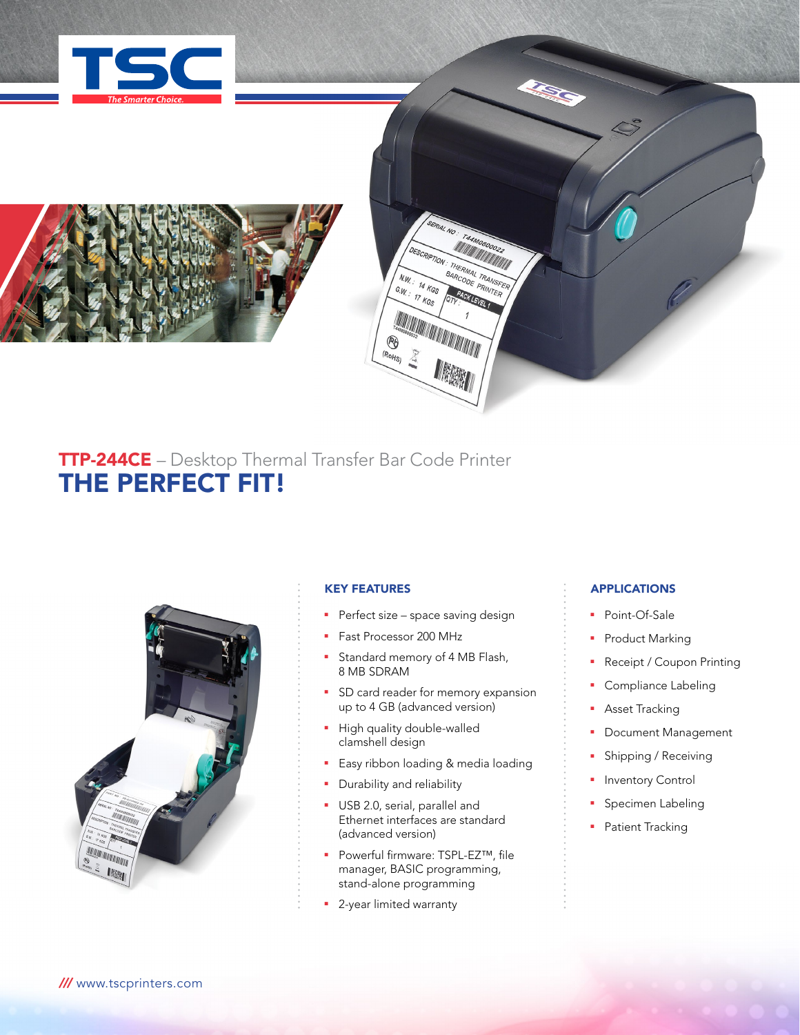# TTP-244CE – Desktop Thermal Transfer Bar Code Printer

## THE PERFECT FIT!

### KEY FEATURES

- Perfect size – space saving design
- Fast Processor 200 MHz
- Standard memory of 4 MB Flash, 8 MB SDRAM
- SD card reader for memory expansion up to 4 GB (advanced version)
- High quality double-walled clamshell design
- Easy ribbon loading & media loading
- Durability and reliability
- USB 2.0, serial, parallel and Ethernet interfaces are standard (advanced version)
- Powerful firmware: TSPL-EZ™, file manager, BASIC programming, stand-alone programming
- 2-year limited warranty

### APPLICATIONS

- Point-Of-Sale
- Product Marking
- Receipt / Coupon Printing
- Compliance Labeling
- Asset Tracking
- Document Management
- Shipping / Receiving
- Inventory Control
- Specimen Labeling
- Patient Tracking

/// www.tscprinters.com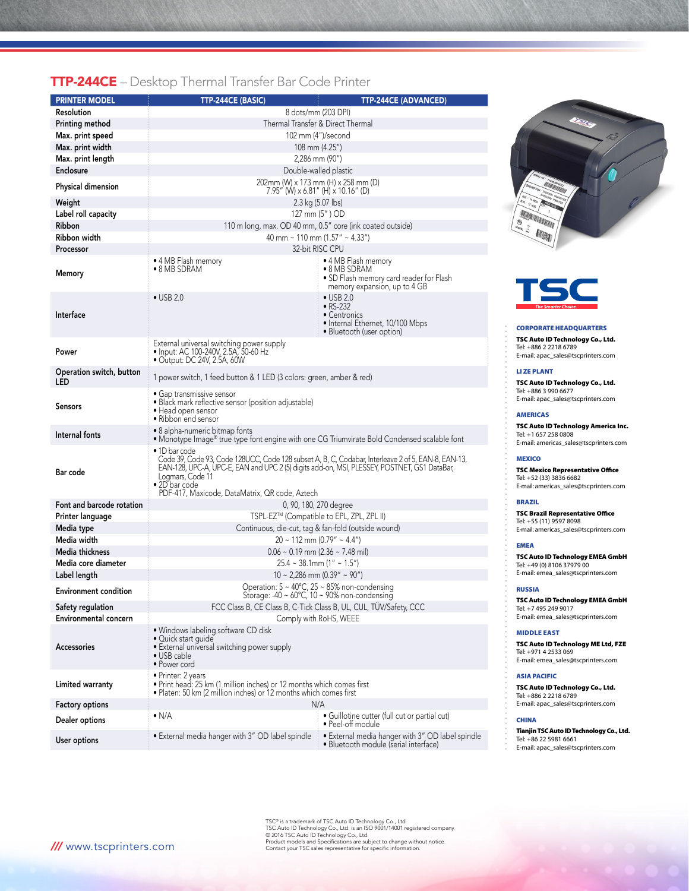## TTP-244CE – Desktop Thermal Transfer Bar Code Printer

| PRINTER MODEL | TTP-244CE (BASIC) | TTP-244CE (ADVANCED) |
|---|---|---|
| Resolution | 8 dots/mm (203 DPI) | |
| Printing method | Thermal Transfer & Direct Thermal | |
| Max. print speed | 102 mm (4")/second | |
| Max. print width | 108 mm (4.25") | |
| Max. print length | 2,286 mm (90") | |
| Enclosure | Double-walled plastic | |
| Physical dimension | 202mm (W) x 173 mm (H) x 258 mm (D)<br>7.95" (W) x 6.81" (H) x 10.16" (D) | |
| Weight | 2.3 kg (5.07 lbs) | |
| Label roll capacity | 127 mm (5" ) OD | |
| Ribbon | 110 m long, max. OD 40 mm, 0.5" core (ink coated outside) | |
| Ribbon width | 40 mm ~ 110 mm (1.57" ~ 4.33") | |
| Processor | 32-bit RISC CPU | |
| Memory | • 4 MB Flash memory<br>• 8 MB SDRAM | • 4 MB Flash memory<br>• 8 MB SDRAM<br>• SD Flash memory card reader for Flash memory expansion, up to 4 GB |
| Interface | • USB 2.0 | • USB 2.0<br>• RS-232<br>• Centronics<br>• Internal Ethernet, 10/100 Mbps<br>• Bluetooth (user option) |
| Power | External universal switching power supply<br>• Input: AC 100-240V, 2.5A, 50-60 Hz<br>• Output: DC 24V, 2.5A, 60W | |
| Operation switch, button LED | 1 power switch, 1 feed button & 1 LED (3 colors: green, amber & red) | |
| Sensors | • Gap transmissive sensor<br>• Black mark reflective sensor (position adjustable)<br>• Head open sensor<br>• Ribbon end sensor | |
| Internal fonts | • 8 alpha-numeric bitmap fonts<br>• Monotype Image® true type font engine with one CG Triumvirate Bold Condensed scalable font | |
| Bar code | • 1D bar code<br>Code 39, Code 93, Code 128UCC, Code 128 subset A, B, C, Codabar, Interleave 2 of 5, EAN-8, EAN-13, EAN-128, UPC-A, UPC-E, EAN and UPC 2 (5) digits add-on, MSI, PLESSEY, POSTNET, GS1 DataBar, Logmars, Code 11<br>• 2D bar code<br>PDF-417, Maxicode, DataMatrix, QR code, Aztech | |
| Font and barcode rotation | 0, 90, 180, 270 degree | |
| Printer language | TSPL-EZ™ (Compatible to EPL, ZPL, ZPL II) | |
| Media type | Continuous, die-cut, tag & fan-fold (outside wound) | |
| Media width | 20 ~ 112 mm (0.79" ~ 4.4") | |
| Media thickness | 0.06 ~ 0.19 mm (2.36 ~ 7.48 mil) | |
| Media core diameter | 25.4 ~ 38.1mm (1" ~ 1.5") | |
| Label length | 10 ~ 2,286 mm (0.39" ~ 90") | |
| Environment condition | Operation: 5 ~ 40°C, 25 ~ 85% non-condensing<br>Storage: -40 ~ 60°C, 10 ~ 90% non-condensing | |
| Safety regulation | FCC Class B, CE Class B, C-Tick Class B, UL, CUL, TÜV/Safety, CCC | |
| Environmental concern | Comply with RoHS, WEEE | |
| Accessories | • Windows labeling software CD disk<br>• Quick start guide<br>• External universal switching power supply<br>• USB cable<br>• Power cord | |
| Limited warranty | • Printer: 2 years<br>• Print head: 25 km (1 million inches) or 12 months which comes first<br>• Platen: 50 km (2 million inches) or 12 months which comes first | |
| Factory options | N/A | |
| Dealer options | • N/A | • Guillotine cutter (full cut or partial cut)<br>• Peel-off module |
| User options | • External media hanger with 3" OD label spindle | • External media hanger with 3" OD label spindle<br>• Bluetooth module (serial interface) |

TSC
The Smarter Choice.

**CORPORATE HEADQUARTERS**
**TSC Auto ID Technology Co., Ltd.**
Tel: +886 2 2218 6789
E-mail: apac_sales@tscprinters.com

**LI ZE PLANT**
**TSC Auto ID Technology Co., Ltd.**
Tel: +886 3 990 6677
E-mail: apac_sales@tscprinters.com

**AMERICAS**
**TSC Auto ID Technology America Inc.**
Tel: +1 657 258 0808
E-mail: americas_sales@tscprinters.com

**MEXICO**
**TSC Mexico Representative Office**
Tel: +52 (33) 3836 6682
E-mail: americas_sales@tscprinters.com

**BRAZIL**
**TSC Brazil Representative Office**
Tel: +55 (11) 9597 8098
E-mail: americas_sales@tscprinters.com

**EMEA**
**TSC Auto ID Technology EMEA GmbH**
Tel: +49 (0) 8106 37979 00
E-mail: emea_sales@tscprinters.com

**RUSSIA**
**TSC Auto ID Technology EMEA GmbH**
Tel: +7 495 249 9017
E-mail: emea_sales@tscprinters.com

**MIDDLE EAST**
**TSC Auto ID Technology ME Ltd, FZE**
Tel: +971 4 2533 069
E-mail: emea_sales@tscprinters.com

**ASIA PACIFIC**
**TSC Auto ID Technology Co., Ltd.**
Tel: +886 2 2218 6789
E-mail: apac_sales@tscprinters.com

**CHINA**
**Tianjin TSC Auto ID Technology Co., Ltd.**
Tel: +86 22 5981 6661
E-mail: apac_sales@tscprinters.com

/// www.tscprinters.com

TSC® is a trademark of TSC Auto ID Technology Co., Ltd.
TSC Auto ID Technology Co., Ltd. is an ISO 9001/14001 registered company.
© 2016 TSC Auto ID Technology Co., Ltd.
Product models and Specifications are subject to change without notice.
Contact your TSC sales representative for specific information.